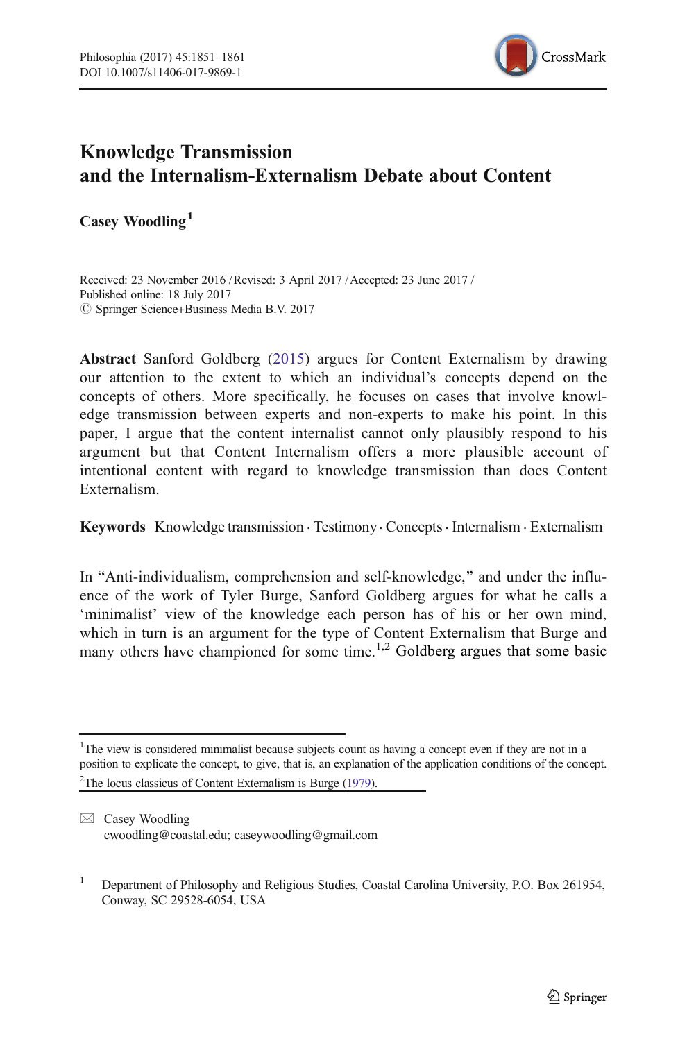# Knowledge Transmission and the Internalism-Externalism Debate about Content

**Casey Woodling**[1]

Received: 23 November 2016 / Revised: 3 April 2017 / Accepted: 23 June 2017 /
Published online: 18 July 2017
© Springer Science+Business Media B.V. 2017

**Abstract** Sanford Goldberg (2015) argues for Content Externalism by drawing our attention to the extent to which an individual's concepts depend on the concepts of others. More specifically, he focuses on cases that involve knowledge transmission between experts and non-experts to make his point. In this paper, I argue that the content internalist cannot only plausibly respond to his argument but that Content Internalism offers a more plausible account of intentional content with regard to knowledge transmission than does Content Externalism.

**Keywords** Knowledge transmission · Testimony · Concepts · Internalism · Externalism

In "Anti-individualism, comprehension and self-knowledge," and under the influence of the work of Tyler Burge, Sanford Goldberg argues for what he calls a 'minimalist' view of the knowledge each person has of his or her own mind, which in turn is an argument for the type of Content Externalism that Burge and many others have championed for some time.[1,2] Goldberg argues that some basic

---

[1]The view is considered minimalist because subjects count as having a concept even if they are not in a position to explicate the concept, to give, that is, an explanation of the application conditions of the concept.

[2]The locus classicus of Content Externalism is Burge (1979).

✉ Casey Woodling
cwoodling@coastal.edu; caseywoodling@gmail.com

[1] Department of Philosophy and Religious Studies, Coastal Carolina University, P.O. Box 261954, Conway, SC 29528-6054, USA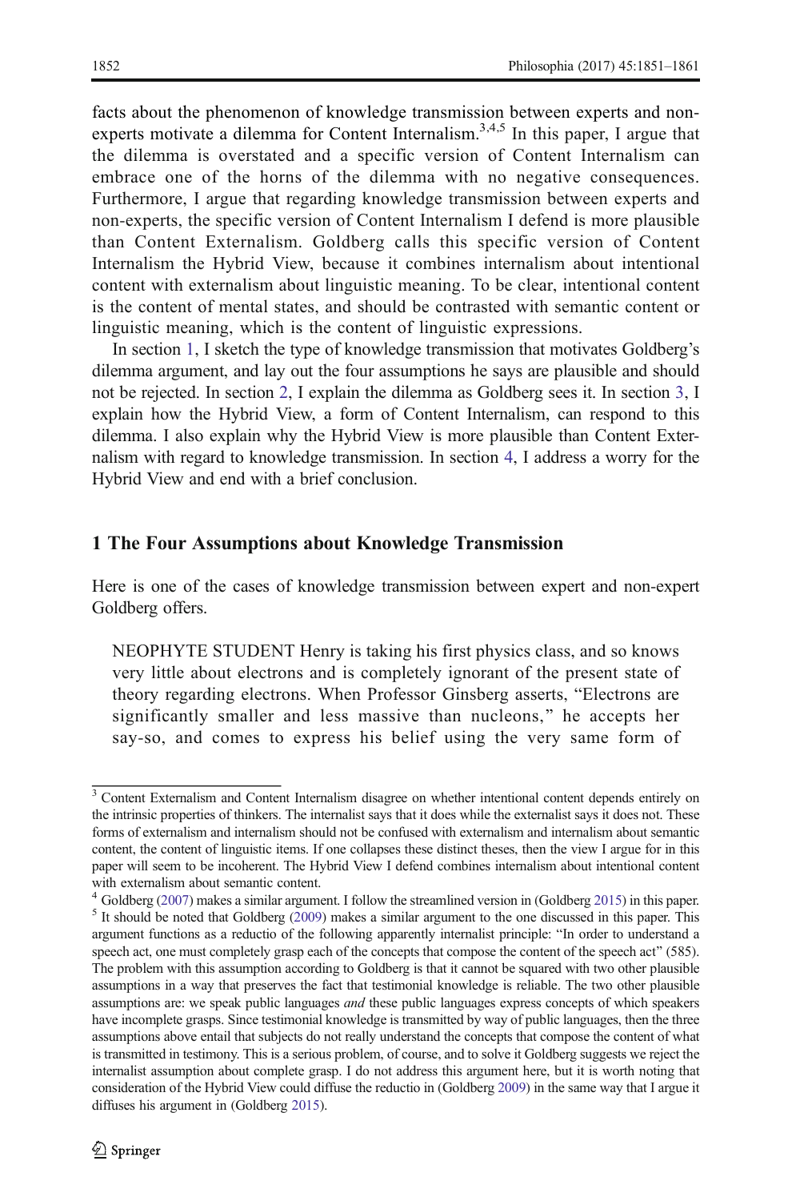facts about the phenomenon of knowledge transmission between experts and non-experts motivate a dilemma for Content Internalism.[3,4,5] In this paper, I argue that the dilemma is overstated and a specific version of Content Internalism can embrace one of the horns of the dilemma with no negative consequences. Furthermore, I argue that regarding knowledge transmission between experts and non-experts, the specific version of Content Internalism I defend is more plausible than Content Externalism. Goldberg calls this specific version of Content Internalism the Hybrid View, because it combines internalism about intentional content with externalism about linguistic meaning. To be clear, intentional content is the content of mental states, and should be contrasted with semantic content or linguistic meaning, which is the content of linguistic expressions.

In section 1, I sketch the type of knowledge transmission that motivates Goldberg's dilemma argument, and lay out the four assumptions he says are plausible and should not be rejected. In section 2, I explain the dilemma as Goldberg sees it. In section 3, I explain how the Hybrid View, a form of Content Internalism, can respond to this dilemma. I also explain why the Hybrid View is more plausible than Content Externalism with regard to knowledge transmission. In section 4, I address a worry for the Hybrid View and end with a brief conclusion.

## 1 The Four Assumptions about Knowledge Transmission

Here is one of the cases of knowledge transmission between expert and non-expert Goldberg offers.

> NEOPHYTE STUDENT Henry is taking his first physics class, and so knows very little about electrons and is completely ignorant of the present state of theory regarding electrons. When Professor Ginsberg asserts, "Electrons are significantly smaller and less massive than nucleons," he accepts her say-so, and comes to express his belief using the very same form of

---

[3] Content Externalism and Content Internalism disagree on whether intentional content depends entirely on the intrinsic properties of thinkers. The internalist says that it does while the externalist says it does not. These forms of externalism and internalism should not be confused with externalism and internalism about semantic content, the content of linguistic items. If one collapses these distinct theses, then the view I argue for in this paper will seem to be incoherent. The Hybrid View I defend combines internalism about intentional content with externalism about semantic content.

[4] Goldberg (2007) makes a similar argument. I follow the streamlined version in (Goldberg 2015) in this paper.

[5] It should be noted that Goldberg (2009) makes a similar argument to the one discussed in this paper. This argument functions as a reductio of the following apparently internalist principle: "In order to understand a speech act, one must completely grasp each of the concepts that compose the content of the speech act" (585). The problem with this assumption according to Goldberg is that it cannot be squared with two other plausible assumptions in a way that preserves the fact that testimonial knowledge is reliable. The two other plausible assumptions are: we speak public languages *and* these public languages express concepts of which speakers have incomplete grasps. Since testimonial knowledge is transmitted by way of public languages, then the three assumptions above entail that subjects do not really understand the concepts that compose the content of what is transmitted in testimony. This is a serious problem, of course, and to solve it Goldberg suggests we reject the internalist assumption about complete grasp. I do not address this argument here, but it is worth noting that consideration of the Hybrid View could diffuse the reductio in (Goldberg 2009) in the same way that I argue it diffuses his argument in (Goldberg 2015).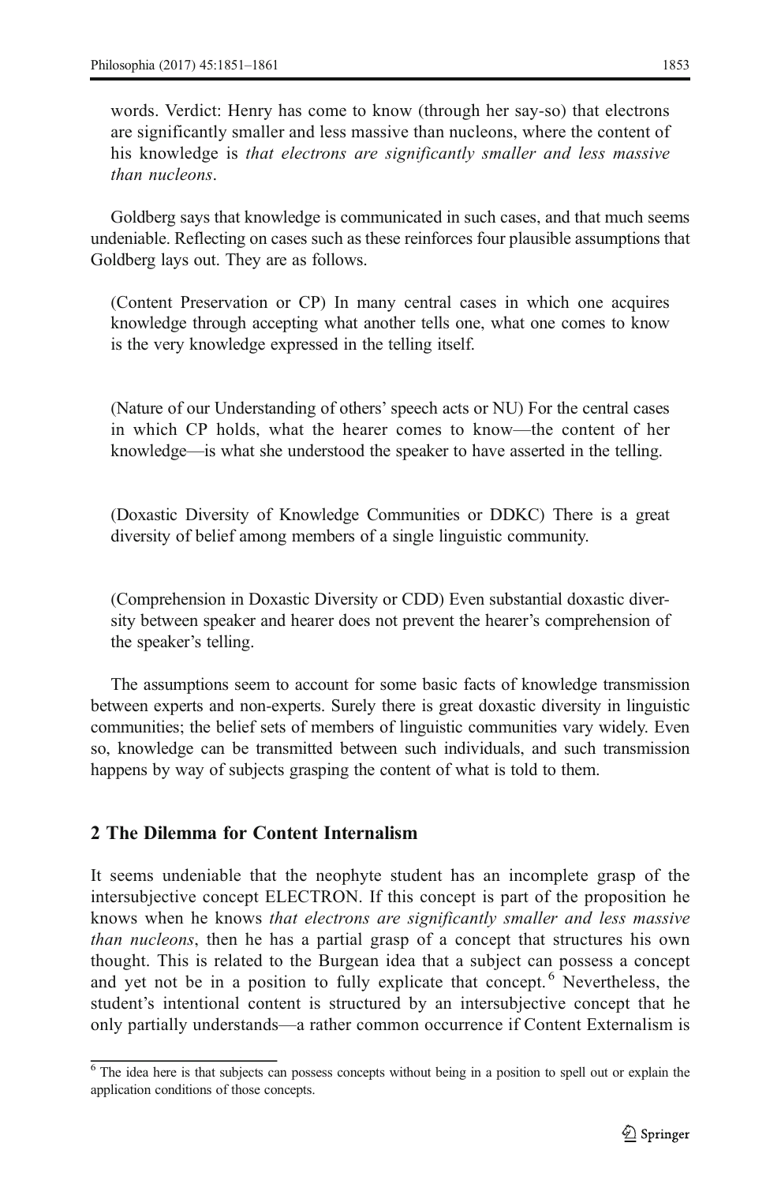words. Verdict: Henry has come to know (through her say-so) that electrons are significantly smaller and less massive than nucleons, where the content of his knowledge is *that electrons are significantly smaller and less massive than nucleons*.

Goldberg says that knowledge is communicated in such cases, and that much seems undeniable. Reflecting on cases such as these reinforces four plausible assumptions that Goldberg lays out. They are as follows.

> (Content Preservation or CP) In many central cases in which one acquires knowledge through accepting what another tells one, what one comes to know is the very knowledge expressed in the telling itself.

> (Nature of our Understanding of others' speech acts or NU) For the central cases in which CP holds, what the hearer comes to know—the content of her knowledge—is what she understood the speaker to have asserted in the telling.

> (Doxastic Diversity of Knowledge Communities or DDKC) There is a great diversity of belief among members of a single linguistic community.

> (Comprehension in Doxastic Diversity or CDD) Even substantial doxastic diversity between speaker and hearer does not prevent the hearer's comprehension of the speaker's telling.

The assumptions seem to account for some basic facts of knowledge transmission between experts and non-experts. Surely there is great doxastic diversity in linguistic communities; the belief sets of members of linguistic communities vary widely. Even so, knowledge can be transmitted between such individuals, and such transmission happens by way of subjects grasping the content of what is told to them.

## 2 The Dilemma for Content Internalism

It seems undeniable that the neophyte student has an incomplete grasp of the intersubjective concept ELECTRON. If this concept is part of the proposition he knows when he knows *that electrons are significantly smaller and less massive than nucleons*, then he has a partial grasp of a concept that structures his own thought. This is related to the Burgean idea that a subject can possess a concept and yet not be in a position to fully explicate that concept.[6] Nevertheless, the student's intentional content is structured by an intersubjective concept that he only partially understands—a rather common occurrence if Content Externalism is

[6] The idea here is that subjects can possess concepts without being in a position to spell out or explain the application conditions of those concepts.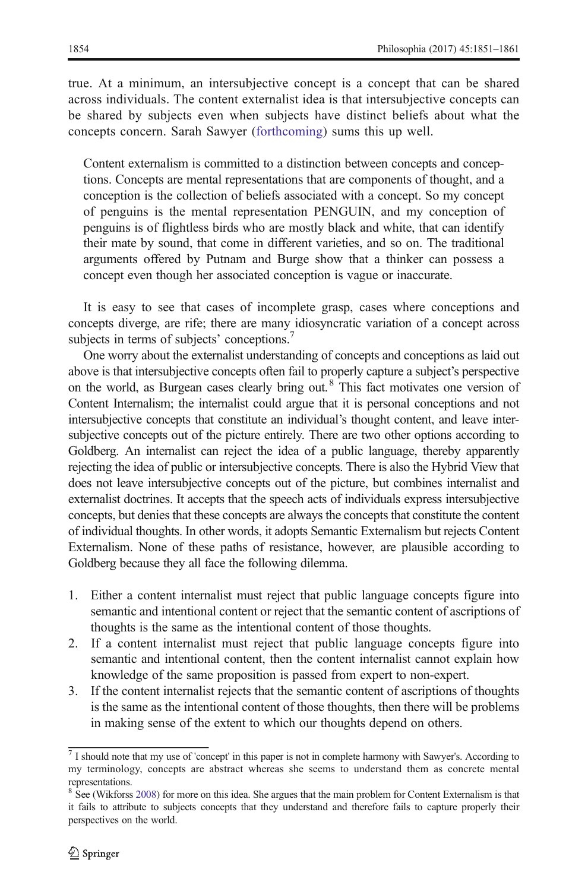true. At a minimum, an intersubjective concept is a concept that can be shared across individuals. The content externalist idea is that intersubjective concepts can be shared by subjects even when subjects have distinct beliefs about what the concepts concern. Sarah Sawyer (forthcoming) sums this up well.

> Content externalism is committed to a distinction between concepts and conceptions. Concepts are mental representations that are components of thought, and a conception is the collection of beliefs associated with a concept. So my concept of penguins is the mental representation PENGUIN, and my conception of penguins is of flightless birds who are mostly black and white, that can identify their mate by sound, that come in different varieties, and so on. The traditional arguments offered by Putnam and Burge show that a thinker can possess a concept even though her associated conception is vague or inaccurate.

It is easy to see that cases of incomplete grasp, cases where conceptions and concepts diverge, are rife; there are many idiosyncratic variation of a concept across subjects in terms of subjects' conceptions.[7]

One worry about the externalist understanding of concepts and conceptions as laid out above is that intersubjective concepts often fail to properly capture a subject's perspective on the world, as Burgean cases clearly bring out.[8] This fact motivates one version of Content Internalism; the internalist could argue that it is personal conceptions and not intersubjective concepts that constitute an individual's thought content, and leave intersubjective concepts out of the picture entirely. There are two other options according to Goldberg. An internalist can reject the idea of a public language, thereby apparently rejecting the idea of public or intersubjective concepts. There is also the Hybrid View that does not leave intersubjective concepts out of the picture, but combines internalist and externalist doctrines. It accepts that the speech acts of individuals express intersubjective concepts, but denies that these concepts are always the concepts that constitute the content of individual thoughts. In other words, it adopts Semantic Externalism but rejects Content Externalism. None of these paths of resistance, however, are plausible according to Goldberg because they all face the following dilemma.

1. Either a content internalist must reject that public language concepts figure into semantic and intentional content or reject that the semantic content of ascriptions of thoughts is the same as the intentional content of those thoughts.
2. If a content internalist must reject that public language concepts figure into semantic and intentional content, then the content internalist cannot explain how knowledge of the same proposition is passed from expert to non-expert.
3. If the content internalist rejects that the semantic content of ascriptions of thoughts is the same as the intentional content of those thoughts, then there will be problems in making sense of the extent to which our thoughts depend on others.

[7] I should note that my use of 'concept' in this paper is not in complete harmony with Sawyer's. According to my terminology, concepts are abstract whereas she seems to understand them as concrete mental representations.

[8] See (Wikforss 2008) for more on this idea. She argues that the main problem for Content Externalism is that it fails to attribute to subjects concepts that they understand and therefore fails to capture properly their perspectives on the world.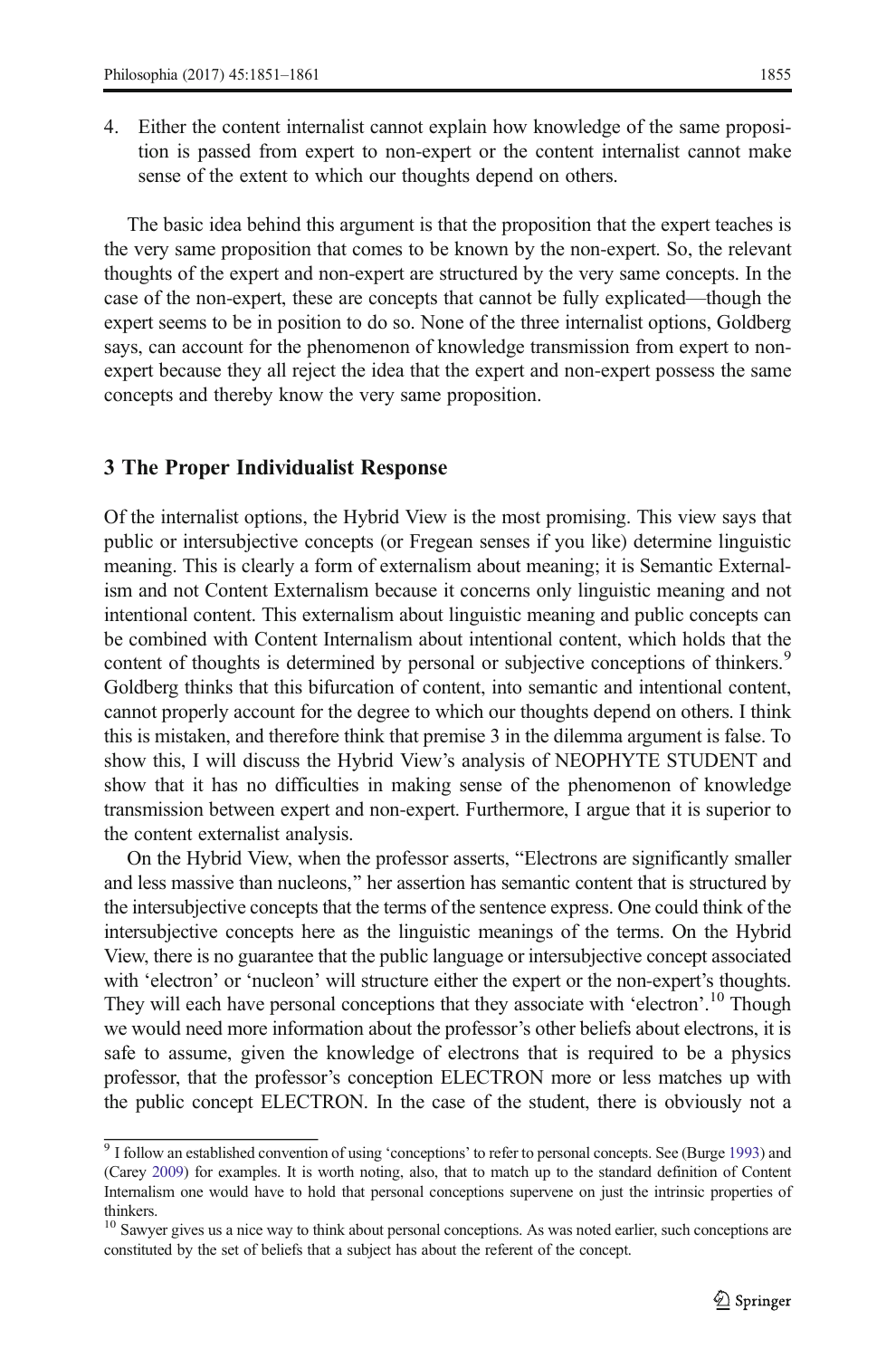4. Either the content internalist cannot explain how knowledge of the same proposition is passed from expert to non-expert or the content internalist cannot make sense of the extent to which our thoughts depend on others.

The basic idea behind this argument is that the proposition that the expert teaches is the very same proposition that comes to be known by the non-expert. So, the relevant thoughts of the expert and non-expert are structured by the very same concepts. In the case of the non-expert, these are concepts that cannot be fully explicated—though the expert seems to be in position to do so. None of the three internalist options, Goldberg says, can account for the phenomenon of knowledge transmission from expert to non-expert because they all reject the idea that the expert and non-expert possess the same concepts and thereby know the very same proposition.

## 3 The Proper Individualist Response

Of the internalist options, the Hybrid View is the most promising. This view says that public or intersubjective concepts (or Fregean senses if you like) determine linguistic meaning. This is clearly a form of externalism about meaning; it is Semantic Externalism and not Content Externalism because it concerns only linguistic meaning and not intentional content. This externalism about linguistic meaning and public concepts can be combined with Content Internalism about intentional content, which holds that the content of thoughts is determined by personal or subjective conceptions of thinkers.[9] Goldberg thinks that this bifurcation of content, into semantic and intentional content, cannot properly account for the degree to which our thoughts depend on others. I think this is mistaken, and therefore think that premise 3 in the dilemma argument is false. To show this, I will discuss the Hybrid View's analysis of NEOPHYTE STUDENT and show that it has no difficulties in making sense of the phenomenon of knowledge transmission between expert and non-expert. Furthermore, I argue that it is superior to the content externalist analysis.

On the Hybrid View, when the professor asserts, "Electrons are significantly smaller and less massive than nucleons," her assertion has semantic content that is structured by the intersubjective concepts that the terms of the sentence express. One could think of the intersubjective concepts here as the linguistic meanings of the terms. On the Hybrid View, there is no guarantee that the public language or intersubjective concept associated with 'electron' or 'nucleon' will structure either the expert or the non-expert's thoughts. They will each have personal conceptions that they associate with 'electron'.[10] Though we would need more information about the professor's other beliefs about electrons, it is safe to assume, given the knowledge of electrons that is required to be a physics professor, that the professor's conception ELECTRON more or less matches up with the public concept ELECTRON. In the case of the student, there is obviously not a

---

[9] I follow an established convention of using 'conceptions' to refer to personal concepts. See (Burge 1993) and (Carey 2009) for examples. It is worth noting, also, that to match up to the standard definition of Content Internalism one would have to hold that personal conceptions supervene on just the intrinsic properties of thinkers.

[10] Sawyer gives us a nice way to think about personal conceptions. As was noted earlier, such conceptions are constituted by the set of beliefs that a subject has about the referent of the concept.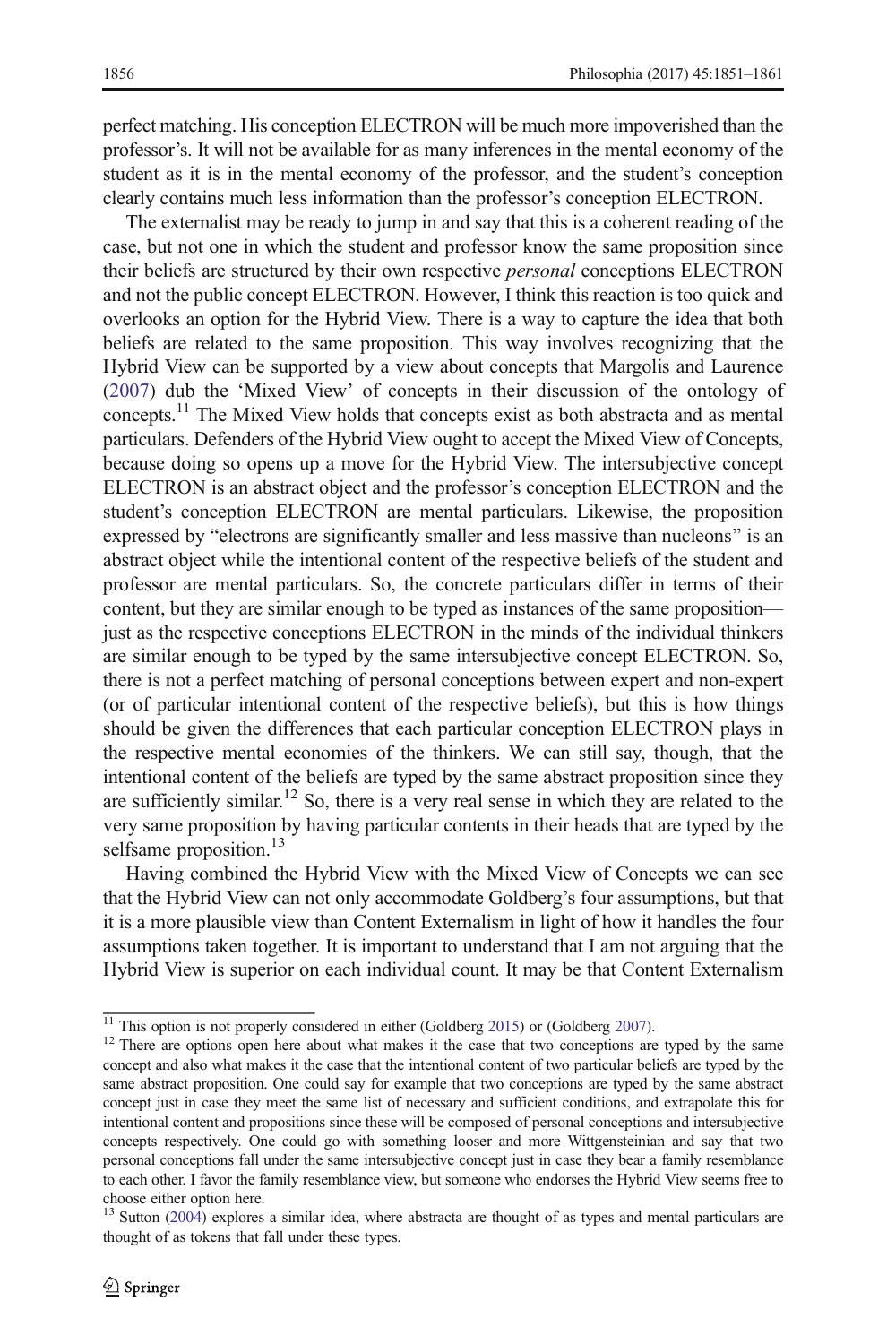perfect matching. His conception ELECTRON will be much more impoverished than the professor's. It will not be available for as many inferences in the mental economy of the student as it is in the mental economy of the professor, and the student's conception clearly contains much less information than the professor's conception ELECTRON.

The externalist may be ready to jump in and say that this is a coherent reading of the case, but not one in which the student and professor know the same proposition since their beliefs are structured by their own respective *personal* conceptions ELECTRON and not the public concept ELECTRON. However, I think this reaction is too quick and overlooks an option for the Hybrid View. There is a way to capture the idea that both beliefs are related to the same proposition. This way involves recognizing that the Hybrid View can be supported by a view about concepts that Margolis and Laurence (2007) dub the 'Mixed View' of concepts in their discussion of the ontology of concepts.[11] The Mixed View holds that concepts exist as both abstracta and as mental particulars. Defenders of the Hybrid View ought to accept the Mixed View of Concepts, because doing so opens up a move for the Hybrid View. The intersubjective concept ELECTRON is an abstract object and the professor's conception ELECTRON and the student's conception ELECTRON are mental particulars. Likewise, the proposition expressed by "electrons are significantly smaller and less massive than nucleons" is an abstract object while the intentional content of the respective beliefs of the student and professor are mental particulars. So, the concrete particulars differ in terms of their content, but they are similar enough to be typed as instances of the same proposition—just as the respective conceptions ELECTRON in the minds of the individual thinkers are similar enough to be typed by the same intersubjective concept ELECTRON. So, there is not a perfect matching of personal conceptions between expert and non-expert (or of particular intentional content of the respective beliefs), but this is how things should be given the differences that each particular conception ELECTRON plays in the respective mental economies of the thinkers. We can still say, though, that the intentional content of the beliefs are typed by the same abstract proposition since they are sufficiently similar.[12] So, there is a very real sense in which they are related to the very same proposition by having particular contents in their heads that are typed by the selfsame proposition.[13]

Having combined the Hybrid View with the Mixed View of Concepts we can see that the Hybrid View can not only accommodate Goldberg's four assumptions, but that it is a more plausible view than Content Externalism in light of how it handles the four assumptions taken together. It is important to understand that I am not arguing that the Hybrid View is superior on each individual count. It may be that Content Externalism

---

[11] This option is not properly considered in either (Goldberg 2015) or (Goldberg 2007).

[12] There are options open here about what makes it the case that two conceptions are typed by the same concept and also what makes it the case that the intentional content of two particular beliefs are typed by the same abstract proposition. One could say for example that two conceptions are typed by the same abstract concept just in case they meet the same list of necessary and sufficient conditions, and extrapolate this for intentional content and propositions since these will be composed of personal conceptions and intersubjective concepts respectively. One could go with something looser and more Wittgensteinian and say that two personal conceptions fall under the same intersubjective concept just in case they bear a family resemblance to each other. I favor the family resemblance view, but someone who endorses the Hybrid View seems free to choose either option here.

[13] Sutton (2004) explores a similar idea, where abstracta are thought of as types and mental particulars are thought of as tokens that fall under these types.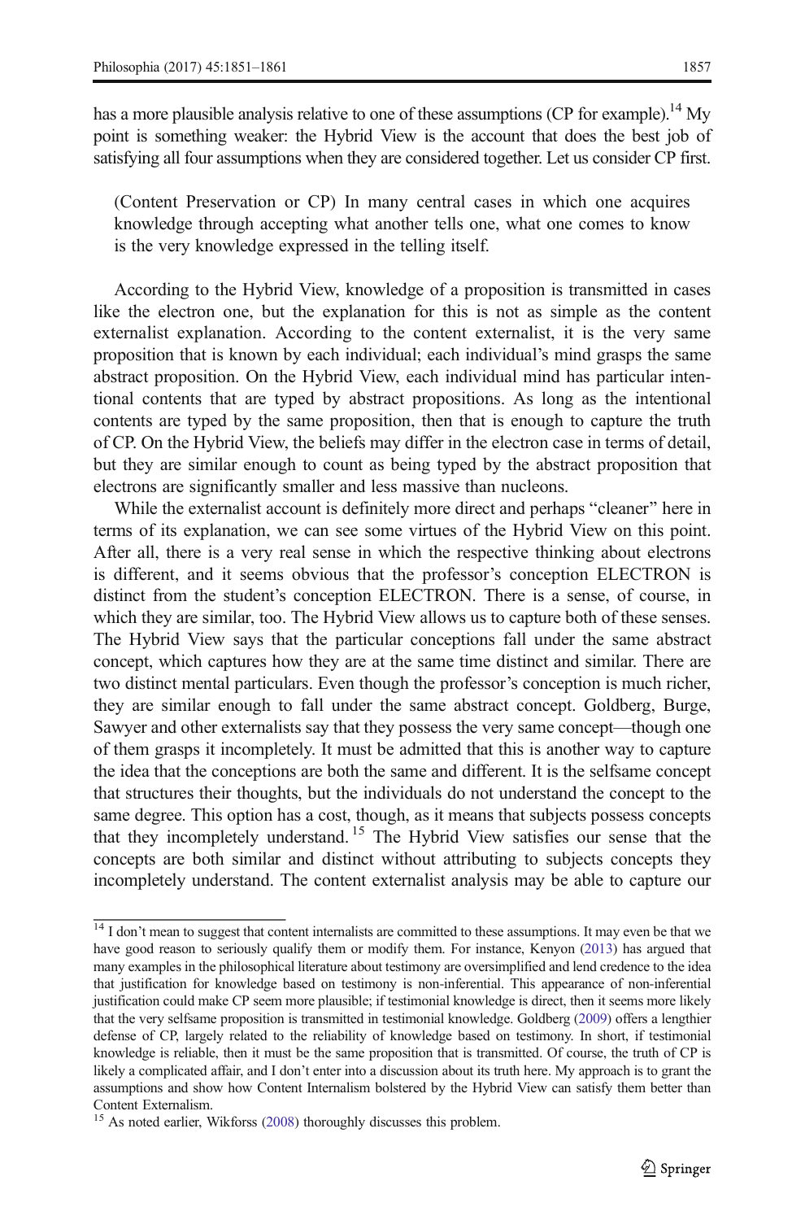has a more plausible analysis relative to one of these assumptions (CP for example).[14] My point is something weaker: the Hybrid View is the account that does the best job of satisfying all four assumptions when they are considered together. Let us consider CP first.

> (Content Preservation or CP) In many central cases in which one acquires knowledge through accepting what another tells one, what one comes to know is the very knowledge expressed in the telling itself.

According to the Hybrid View, knowledge of a proposition is transmitted in cases like the electron one, but the explanation for this is not as simple as the content externalist explanation. According to the content externalist, it is the very same proposition that is known by each individual; each individual's mind grasps the same abstract proposition. On the Hybrid View, each individual mind has particular intentional contents that are typed by abstract propositions. As long as the intentional contents are typed by the same proposition, then that is enough to capture the truth of CP. On the Hybrid View, the beliefs may differ in the electron case in terms of detail, but they are similar enough to count as being typed by the abstract proposition that electrons are significantly smaller and less massive than nucleons.

While the externalist account is definitely more direct and perhaps "cleaner" here in terms of its explanation, we can see some virtues of the Hybrid View on this point. After all, there is a very real sense in which the respective thinking about electrons is different, and it seems obvious that the professor's conception ELECTRON is distinct from the student's conception ELECTRON. There is a sense, of course, in which they are similar, too. The Hybrid View allows us to capture both of these senses. The Hybrid View says that the particular conceptions fall under the same abstract concept, which captures how they are at the same time distinct and similar. There are two distinct mental particulars. Even though the professor's conception is much richer, they are similar enough to fall under the same abstract concept. Goldberg, Burge, Sawyer and other externalists say that they possess the very same concept—though one of them grasps it incompletely. It must be admitted that this is another way to capture the idea that the conceptions are both the same and different. It is the selfsame concept that structures their thoughts, but the individuals do not understand the concept to the same degree. This option has a cost, though, as it means that subjects possess concepts that they incompletely understand.[15] The Hybrid View satisfies our sense that the concepts are both similar and distinct without attributing to subjects concepts they incompletely understand. The content externalist analysis may be able to capture our

---

[14] I don't mean to suggest that content internalists are committed to these assumptions. It may even be that we have good reason to seriously qualify them or modify them. For instance, Kenyon (2013) has argued that many examples in the philosophical literature about testimony are oversimplified and lend credence to the idea that justification for knowledge based on testimony is non-inferential. This appearance of non-inferential justification could make CP seem more plausible; if testimonial knowledge is direct, then it seems more likely that the very selfsame proposition is transmitted in testimonial knowledge. Goldberg (2009) offers a lengthier defense of CP, largely related to the reliability of knowledge based on testimony. In short, if testimonial knowledge is reliable, then it must be the same proposition that is transmitted. Of course, the truth of CP is likely a complicated affair, and I don't enter into a discussion about its truth here. My approach is to grant the assumptions and show how Content Internalism bolstered by the Hybrid View can satisfy them better than Content Externalism.

[15] As noted earlier, Wikforss (2008) thoroughly discusses this problem.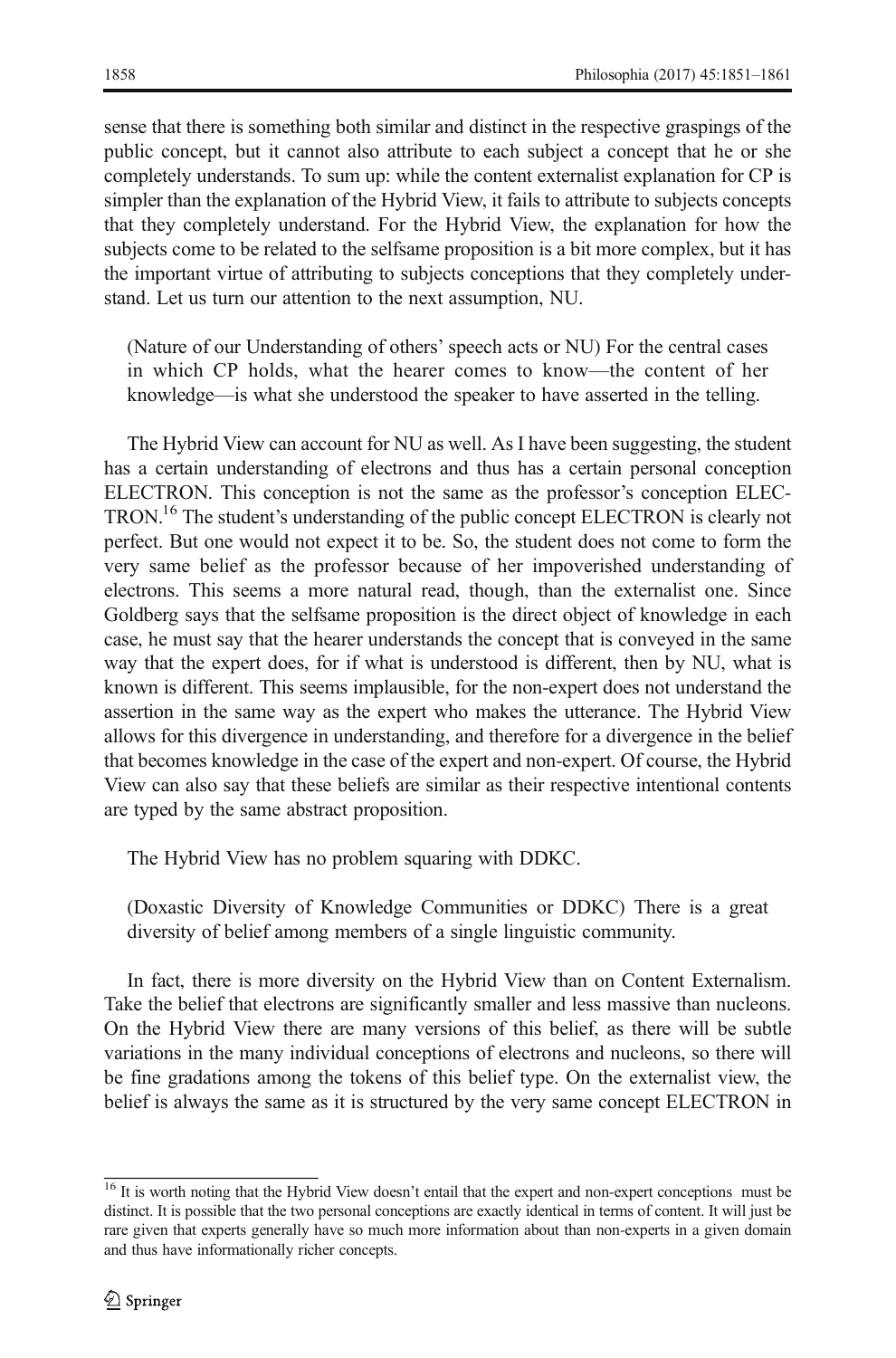sense that there is something both similar and distinct in the respective graspings of the public concept, but it cannot also attribute to each subject a concept that he or she completely understands. To sum up: while the content externalist explanation for CP is simpler than the explanation of the Hybrid View, it fails to attribute to subjects concepts that they completely understand. For the Hybrid View, the explanation for how the subjects come to be related to the selfsame proposition is a bit more complex, but it has the important virtue of attributing to subjects conceptions that they completely understand. Let us turn our attention to the next assumption, NU.

> (Nature of our Understanding of others' speech acts or NU) For the central cases in which CP holds, what the hearer comes to know—the content of her knowledge—is what she understood the speaker to have asserted in the telling.

The Hybrid View can account for NU as well. As I have been suggesting, the student has a certain understanding of electrons and thus has a certain personal conception ELECTRON. This conception is not the same as the professor's conception ELECTRON.[16] The student's understanding of the public concept ELECTRON is clearly not perfect. But one would not expect it to be. So, the student does not come to form the very same belief as the professor because of her impoverished understanding of electrons. This seems a more natural read, though, than the externalist one. Since Goldberg says that the selfsame proposition is the direct object of knowledge in each case, he must say that the hearer understands the concept that is conveyed in the same way that the expert does, for if what is understood is different, then by NU, what is known is different. This seems implausible, for the non-expert does not understand the assertion in the same way as the expert who makes the utterance. The Hybrid View allows for this divergence in understanding, and therefore for a divergence in the belief that becomes knowledge in the case of the expert and non-expert. Of course, the Hybrid View can also say that these beliefs are similar as their respective intentional contents are typed by the same abstract proposition.

The Hybrid View has no problem squaring with DDKC.

> (Doxastic Diversity of Knowledge Communities or DDKC) There is a great diversity of belief among members of a single linguistic community.

In fact, there is more diversity on the Hybrid View than on Content Externalism. Take the belief that electrons are significantly smaller and less massive than nucleons. On the Hybrid View there are many versions of this belief, as there will be subtle variations in the many individual conceptions of electrons and nucleons, so there will be fine gradations among the tokens of this belief type. On the externalist view, the belief is always the same as it is structured by the very same concept ELECTRON in

---

[16] It is worth noting that the Hybrid View doesn't entail that the expert and non-expert conceptions must be distinct. It is possible that the two personal conceptions are exactly identical in terms of content. It will just be rare given that experts generally have so much more information about than non-experts in a given domain and thus have informationally richer concepts.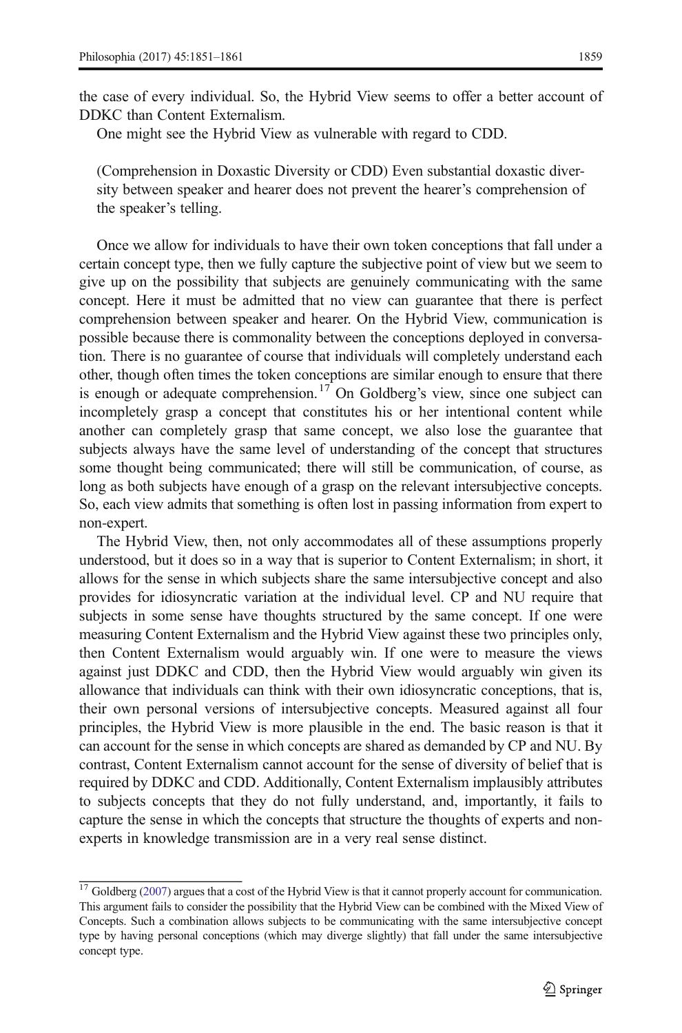the case of every individual. So, the Hybrid View seems to offer a better account of DDKC than Content Externalism.

One might see the Hybrid View as vulnerable with regard to CDD.

> (Comprehension in Doxastic Diversity or CDD) Even substantial doxastic diversity between speaker and hearer does not prevent the hearer's comprehension of the speaker's telling.

Once we allow for individuals to have their own token conceptions that fall under a certain concept type, then we fully capture the subjective point of view but we seem to give up on the possibility that subjects are genuinely communicating with the same concept. Here it must be admitted that no view can guarantee that there is perfect comprehension between speaker and hearer. On the Hybrid View, communication is possible because there is commonality between the conceptions deployed in conversation. There is no guarantee of course that individuals will completely understand each other, though often times the token conceptions are similar enough to ensure that there is enough or adequate comprehension.[17] On Goldberg's view, since one subject can incompletely grasp a concept that constitutes his or her intentional content while another can completely grasp that same concept, we also lose the guarantee that subjects always have the same level of understanding of the concept that structures some thought being communicated; there will still be communication, of course, as long as both subjects have enough of a grasp on the relevant intersubjective concepts. So, each view admits that something is often lost in passing information from expert to non-expert.

The Hybrid View, then, not only accommodates all of these assumptions properly understood, but it does so in a way that is superior to Content Externalism; in short, it allows for the sense in which subjects share the same intersubjective concept and also provides for idiosyncratic variation at the individual level. CP and NU require that subjects in some sense have thoughts structured by the same concept. If one were measuring Content Externalism and the Hybrid View against these two principles only, then Content Externalism would arguably win. If one were to measure the views against just DDKC and CDD, then the Hybrid View would arguably win given its allowance that individuals can think with their own idiosyncratic conceptions, that is, their own personal versions of intersubjective concepts. Measured against all four principles, the Hybrid View is more plausible in the end. The basic reason is that it can account for the sense in which concepts are shared as demanded by CP and NU. By contrast, Content Externalism cannot account for the sense of diversity of belief that is required by DDKC and CDD. Additionally, Content Externalism implausibly attributes to subjects concepts that they do not fully understand, and, importantly, it fails to capture the sense in which the concepts that structure the thoughts of experts and non-experts in knowledge transmission are in a very real sense distinct.

---

[17] Goldberg (2007) argues that a cost of the Hybrid View is that it cannot properly account for communication. This argument fails to consider the possibility that the Hybrid View can be combined with the Mixed View of Concepts. Such a combination allows subjects to be communicating with the same intersubjective concept type by having personal conceptions (which may diverge slightly) that fall under the same intersubjective concept type.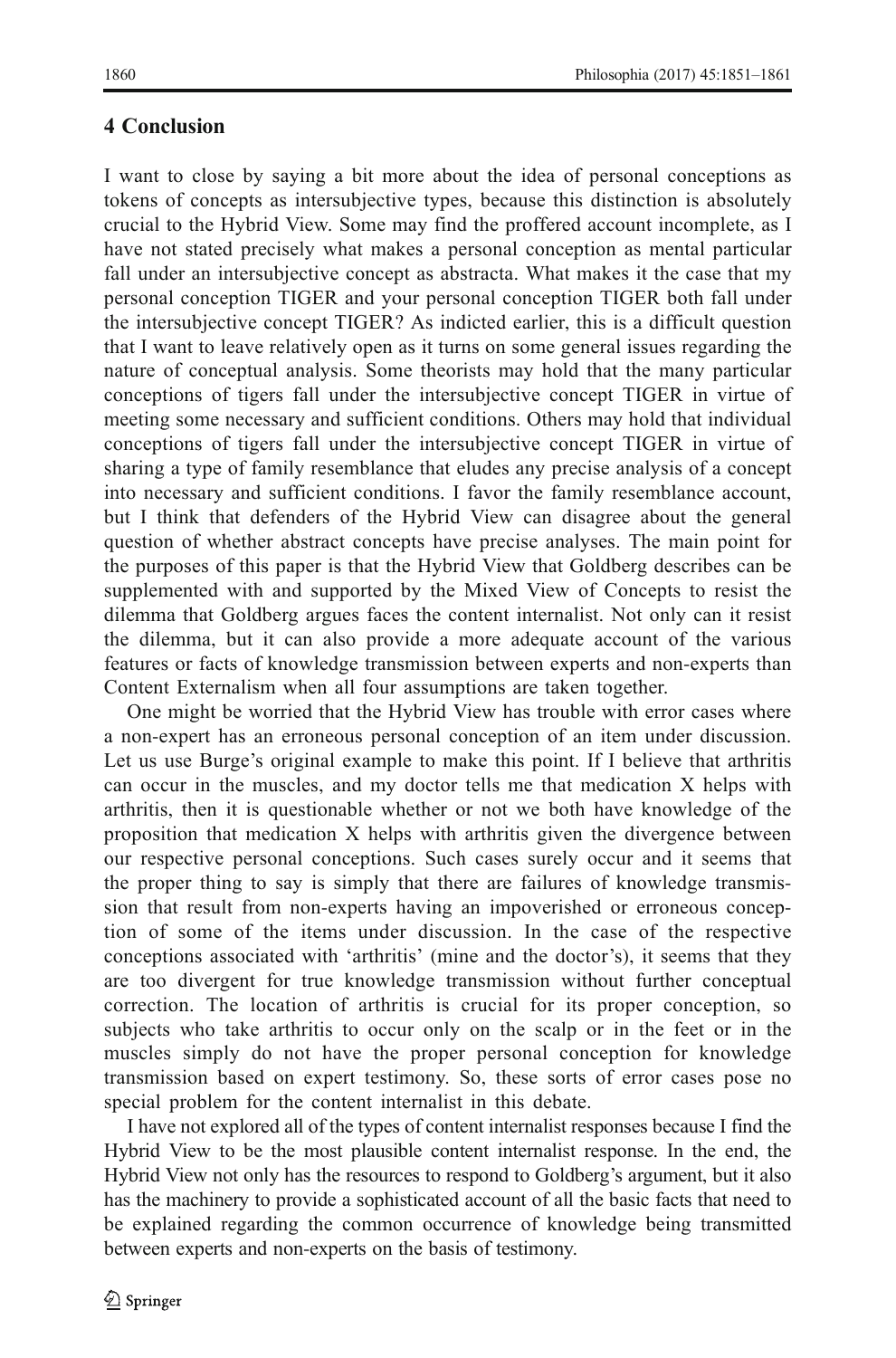## 4 Conclusion

I want to close by saying a bit more about the idea of personal conceptions as tokens of concepts as intersubjective types, because this distinction is absolutely crucial to the Hybrid View. Some may find the proffered account incomplete, as I have not stated precisely what makes a personal conception as mental particular fall under an intersubjective concept as abstracta. What makes it the case that my personal conception TIGER and your personal conception TIGER both fall under the intersubjective concept TIGER? As indicted earlier, this is a difficult question that I want to leave relatively open as it turns on some general issues regarding the nature of conceptual analysis. Some theorists may hold that the many particular conceptions of tigers fall under the intersubjective concept TIGER in virtue of meeting some necessary and sufficient conditions. Others may hold that individual conceptions of tigers fall under the intersubjective concept TIGER in virtue of sharing a type of family resemblance that eludes any precise analysis of a concept into necessary and sufficient conditions. I favor the family resemblance account, but I think that defenders of the Hybrid View can disagree about the general question of whether abstract concepts have precise analyses. The main point for the purposes of this paper is that the Hybrid View that Goldberg describes can be supplemented with and supported by the Mixed View of Concepts to resist the dilemma that Goldberg argues faces the content internalist. Not only can it resist the dilemma, but it can also provide a more adequate account of the various features or facts of knowledge transmission between experts and non-experts than Content Externalism when all four assumptions are taken together.

One might be worried that the Hybrid View has trouble with error cases where a non-expert has an erroneous personal conception of an item under discussion. Let us use Burge's original example to make this point. If I believe that arthritis can occur in the muscles, and my doctor tells me that medication X helps with arthritis, then it is questionable whether or not we both have knowledge of the proposition that medication X helps with arthritis given the divergence between our respective personal conceptions. Such cases surely occur and it seems that the proper thing to say is simply that there are failures of knowledge transmission that result from non-experts having an impoverished or erroneous conception of some of the items under discussion. In the case of the respective conceptions associated with 'arthritis' (mine and the doctor's), it seems that they are too divergent for true knowledge transmission without further conceptual correction. The location of arthritis is crucial for its proper conception, so subjects who take arthritis to occur only on the scalp or in the feet or in the muscles simply do not have the proper personal conception for knowledge transmission based on expert testimony. So, these sorts of error cases pose no special problem for the content internalist in this debate.

I have not explored all of the types of content internalist responses because I find the Hybrid View to be the most plausible content internalist response. In the end, the Hybrid View not only has the resources to respond to Goldberg's argument, but it also has the machinery to provide a sophisticated account of all the basic facts that need to be explained regarding the common occurrence of knowledge being transmitted between experts and non-experts on the basis of testimony.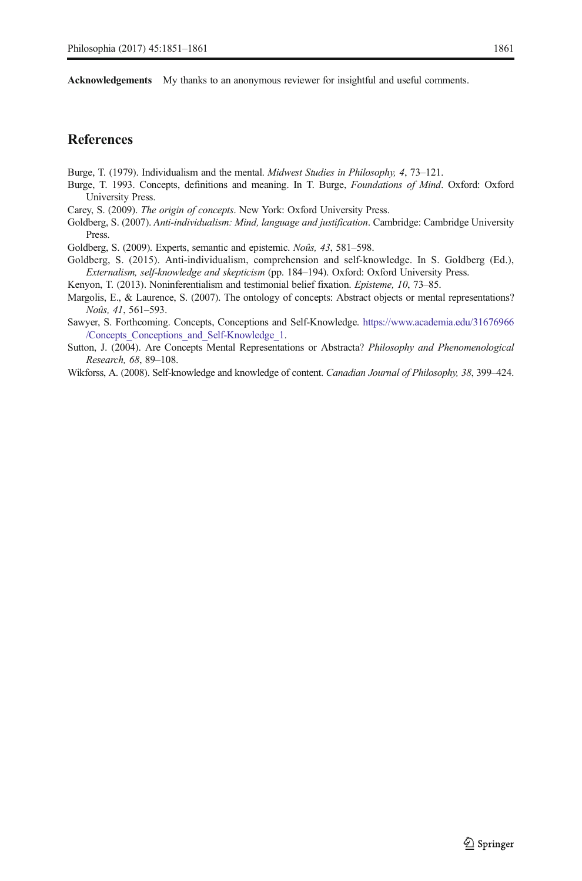**Acknowledgements** My thanks to an anonymous reviewer for insightful and useful comments.

## References

Burge, T. (1979). Individualism and the mental. *Midwest Studies in Philosophy, 4*, 73–121.

Burge, T. 1993. Concepts, definitions and meaning. In T. Burge, *Foundations of Mind*. Oxford: Oxford University Press.

Carey, S. (2009). *The origin of concepts*. New York: Oxford University Press.

Goldberg, S. (2007). *Anti-individualism: Mind, language and justification*. Cambridge: Cambridge University Press.

Goldberg, S. (2009). Experts, semantic and epistemic. *Noûs, 43*, 581–598.

Goldberg, S. (2015). Anti-individualism, comprehension and self-knowledge. In S. Goldberg (Ed.), *Externalism, self-knowledge and skepticism* (pp. 184–194). Oxford: Oxford University Press.

Kenyon, T. (2013). Noninferentialism and testimonial belief fixation. *Episteme, 10*, 73–85.

Margolis, E., & Laurence, S. (2007). The ontology of concepts: Abstract objects or mental representations? *Noûs, 41*, 561–593.

Sawyer, S. Forthcoming. Concepts, Conceptions and Self-Knowledge. https://www.academia.edu/31676966/Concepts_Conceptions_and_Self-Knowledge_1.

Sutton, J. (2004). Are Concepts Mental Representations or Abstracta? *Philosophy and Phenomenological Research, 68*, 89–108.

Wikforss, A. (2008). Self-knowledge and knowledge of content. *Canadian Journal of Philosophy, 38*, 399–424.